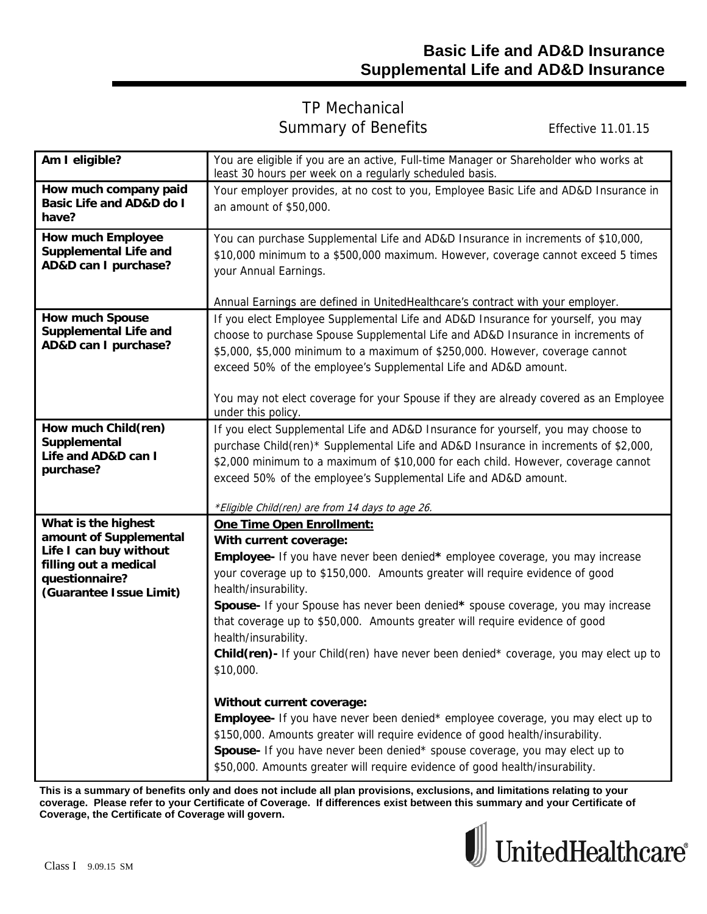# Basic Life and AD&D Insurance
# Supplemental Life and AD&D Insurance

## TP Mechanical
## Summary of Benefits

Effective 11.01.15

| | |
|---|---|
| **Am I eligible?** | You are eligible if you are an active, Full-time Manager or Shareholder who works at least 30 hours per week on a regularly scheduled basis. |
| **How much company paid Basic Life and AD&D do I have?** | Your employer provides, at no cost to you, Employee Basic Life and AD&D Insurance in an amount of $50,000. |
| **How much Employee Supplemental Life and AD&D can I purchase?** | You can purchase Supplemental Life and AD&D Insurance in increments of $10,000, $10,000 minimum to a $500,000 maximum. However, coverage cannot exceed 5 times your Annual Earnings.<br><br>Annual Earnings are defined in UnitedHealthcare's contract with your employer. |
| **How much Spouse Supplemental Life and AD&D can I purchase?** | If you elect Employee Supplemental Life and AD&D Insurance for yourself, you may choose to purchase Spouse Supplemental Life and AD&D Insurance in increments of $5,000, $5,000 minimum to a maximum of $250,000. However, coverage cannot exceed 50% of the employee's Supplemental Life and AD&D amount.<br><br>You may not elect coverage for your Spouse if they are already covered as an Employee under this policy. |
| **How much Child(ren) Supplemental Life and AD&D can I purchase?** | If you elect Supplemental Life and AD&D Insurance for yourself, you may choose to purchase Child(ren)* Supplemental Life and AD&D Insurance in increments of $2,000, $2,000 minimum to a maximum of $10,000 for each child. However, coverage cannot exceed 50% of the employee's Supplemental Life and AD&D amount.<br><br>*\*Eligible Child(ren) are from 14 days to age 26.* |
| **What is the highest amount of Supplemental Life I can buy without filling out a medical questionnaire? (Guarantee Issue Limit)** | **<u>One Time Open Enrollment:</u>**<br>**With current coverage:**<br>**Employee-** If you have never been denied**\*** employee coverage, you may increase your coverage up to $150,000. Amounts greater will require evidence of good health/insurability.<br>**Spouse-** If your Spouse has never been denied**\*** spouse coverage, you may increase that coverage up to $50,000. Amounts greater will require evidence of good health/insurability.<br>**Child(ren)-** If your Child(ren) have never been denied* coverage, you may elect up to $10,000.<br><br>**Without current coverage:**<br>**Employee-** If you have never been denied* employee coverage, you may elect up to $150,000. Amounts greater will require evidence of good health/insurability.<br>**Spouse-** If you have never been denied* spouse coverage, you may elect up to $50,000. Amounts greater will require evidence of good health/insurability. |

**This is a summary of benefits only and does not include all plan provisions, exclusions, and limitations relating to your coverage. Please refer to your Certificate of Coverage. If differences exist between this summary and your Certificate of Coverage, the Certificate of Coverage will govern.**

Class I 9.09.15 SM

UnitedHealthcare®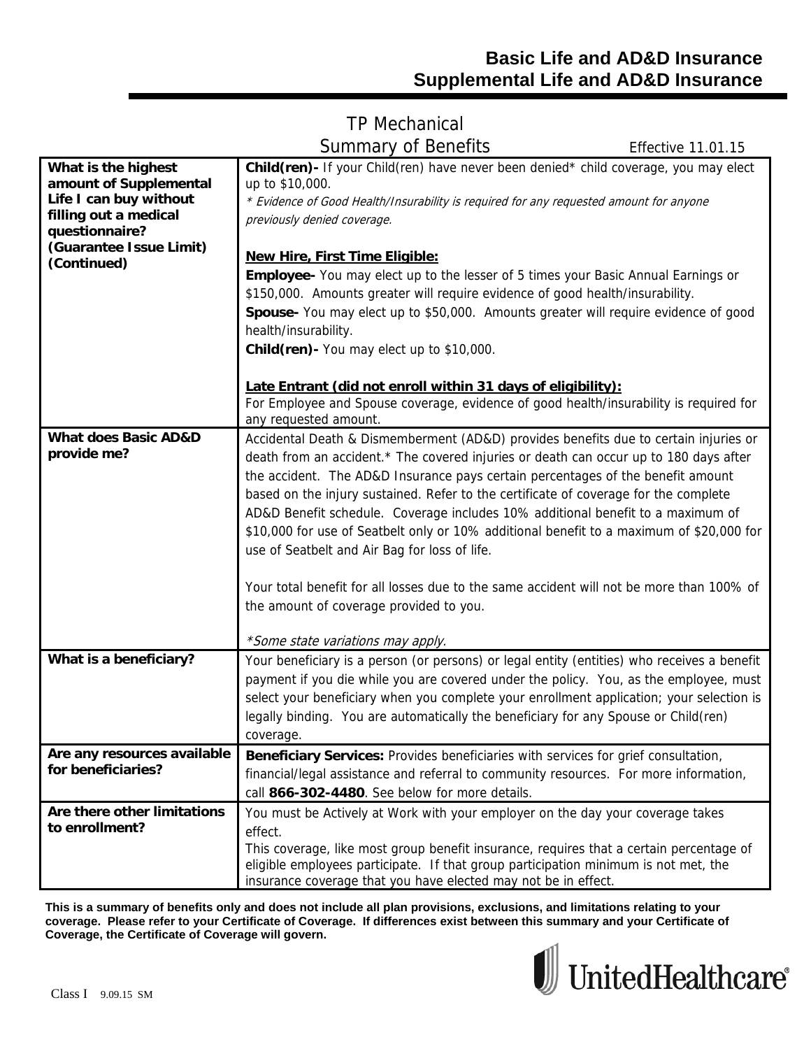# Basic Life and AD&D Insurance
# Supplemental Life and AD&D Insurance

TP Mechanical
Summary of Benefits

Effective 11.01.15

| | |
|---|---|
| **What is the highest amount of Supplemental Life I can buy without filling out a medical questionnaire? (Guarantee Issue Limit) (Continued)** | **Child(ren)-** If your Child(ren) have never been denied* child coverage, you may elect up to $10,000.<br>*\* Evidence of Good Health/Insurability is required for any requested amount for anyone previously denied coverage.*<br><br>**New Hire, First Time Eligible:**<br>**Employee-** You may elect up to the lesser of 5 times your Basic Annual Earnings or $150,000. Amounts greater will require evidence of good health/insurability.<br>**Spouse-** You may elect up to $50,000. Amounts greater will require evidence of good health/insurability.<br>**Child(ren)-** You may elect up to $10,000.<br><br>**Late Entrant (did not enroll within 31 days of eligibility):**<br>For Employee and Spouse coverage, evidence of good health/insurability is required for any requested amount. |
| **What does Basic AD&D provide me?** | Accidental Death & Dismemberment (AD&D) provides benefits due to certain injuries or death from an accident.* The covered injuries or death can occur up to 180 days after the accident. The AD&D Insurance pays certain percentages of the benefit amount based on the injury sustained. Refer to the certificate of coverage for the complete AD&D Benefit schedule. Coverage includes 10% additional benefit to a maximum of $10,000 for use of Seatbelt only or 10% additional benefit to a maximum of $20,000 for use of Seatbelt and Air Bag for loss of life.<br><br>Your total benefit for all losses due to the same accident will not be more than 100% of the amount of coverage provided to you.<br><br>*\*Some state variations may apply.* |
| **What is a beneficiary?** | Your beneficiary is a person (or persons) or legal entity (entities) who receives a benefit payment if you die while you are covered under the policy. You, as the employee, must select your beneficiary when you complete your enrollment application; your selection is legally binding. You are automatically the beneficiary for any Spouse or Child(ren) coverage. |
| **Are any resources available for beneficiaries?** | **Beneficiary Services:** Provides beneficiaries with services for grief consultation, financial/legal assistance and referral to community resources. For more information, call **866-302-4480**. See below for more details. |
| **Are there other limitations to enrollment?** | You must be Actively at Work with your employer on the day your coverage takes effect.<br>This coverage, like most group benefit insurance, requires that a certain percentage of eligible employees participate. If that group participation minimum is not met, the insurance coverage that you have elected may not be in effect. |

**This is a summary of benefits only and does not include all plan provisions, exclusions, and limitations relating to your coverage. Please refer to your Certificate of Coverage. If differences exist between this summary and your Certificate of Coverage, the Certificate of Coverage will govern.**

UnitedHealthcare®

Class I 9.09.15 SM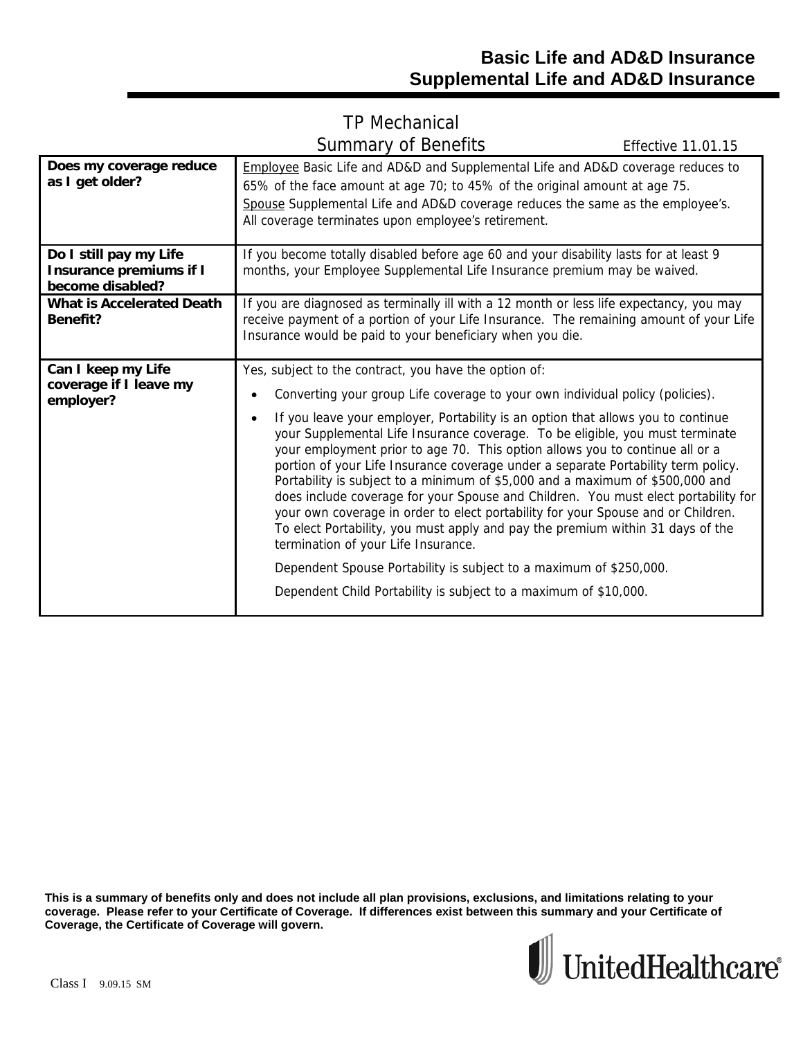# Basic Life and AD&D Insurance
# Supplemental Life and AD&D Insurance

## TP Mechanical
## Summary of Benefits

Effective 11.01.15

| | |
|---|---|
| **Does my coverage reduce as I get older?** | Employee Basic Life and AD&D and Supplemental Life and AD&D coverage reduces to 65% of the face amount at age 70; to 45% of the original amount at age 75. Spouse Supplemental Life and AD&D coverage reduces the same as the employee's. All coverage terminates upon employee's retirement. |
| **Do I still pay my Life Insurance premiums if I become disabled?** | If you become totally disabled before age 60 and your disability lasts for at least 9 months, your Employee Supplemental Life Insurance premium may be waived. |
| **What is Accelerated Death Benefit?** | If you are diagnosed as terminally ill with a 12 month or less life expectancy, you may receive payment of a portion of your Life Insurance. The remaining amount of your Life Insurance would be paid to your beneficiary when you die. |
| **Can I keep my Life coverage if I leave my employer?** | Yes, subject to the contract, you have the option of:<br>• Converting your group Life coverage to your own individual policy (policies).<br>• If you leave your employer, Portability is an option that allows you to continue your Supplemental Life Insurance coverage. To be eligible, you must terminate your employment prior to age 70. This option allows you to continue all or a portion of your Life Insurance coverage under a separate Portability term policy. Portability is subject to a minimum of $5,000 and a maximum of $500,000 and does include coverage for your Spouse and Children. You must elect portability for your own coverage in order to elect portability for your Spouse and or Children. To elect Portability, you must apply and pay the premium within 31 days of the termination of your Life Insurance.<br>Dependent Spouse Portability is subject to a maximum of $250,000.<br>Dependent Child Portability is subject to a maximum of $10,000. |

**This is a summary of benefits only and does not include all plan provisions, exclusions, and limitations relating to your coverage. Please refer to your Certificate of Coverage. If differences exist between this summary and your Certificate of Coverage, the Certificate of Coverage will govern.**

Class I 9.09.15 SM

UnitedHealthcare®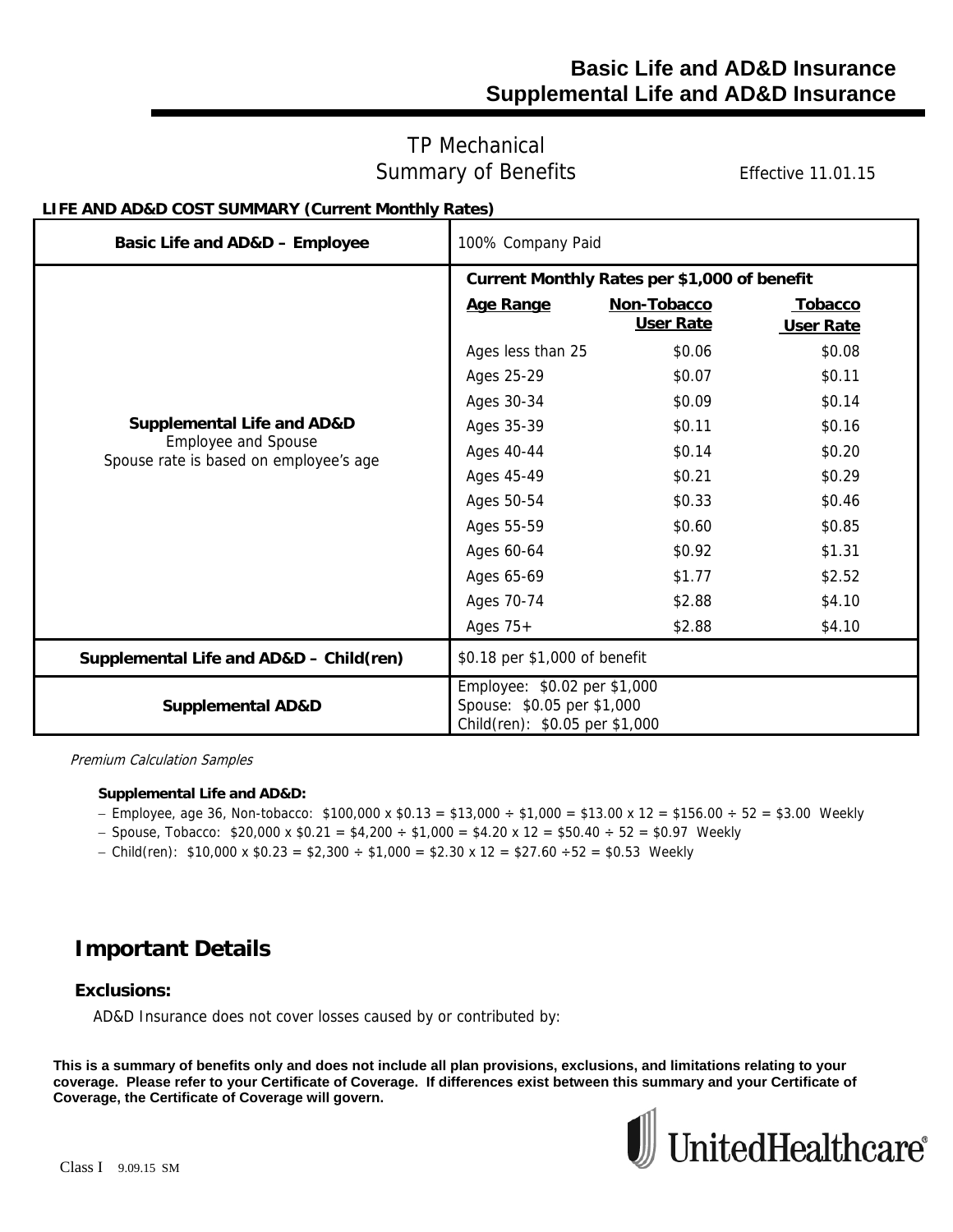# Basic Life and AD&D Insurance
# Supplemental Life and AD&D Insurance

TP Mechanical
Summary of Benefits

Effective 11.01.15

**LIFE AND AD&D COST SUMMARY (Current Monthly Rates)**

| | | | |
|---|---|---|---|
| **Basic Life and AD&D – Employee** | 100% Company Paid | | |
| **Supplemental Life and AD&D** Employee and Spouse Spouse rate is based on employee's age | **Current Monthly Rates per $1,000 of benefit** | | |
| | **Age Range** | **Non-Tobacco User Rate** | **Tobacco User Rate** |
| | Ages less than 25 | $0.06 | $0.08 |
| | Ages 25-29 | $0.07 | $0.11 |
| | Ages 30-34 | $0.09 | $0.14 |
| | Ages 35-39 | $0.11 | $0.16 |
| | Ages 40-44 | $0.14 | $0.20 |
| | Ages 45-49 | $0.21 | $0.29 |
| | Ages 50-54 | $0.33 | $0.46 |
| | Ages 55-59 | $0.60 | $0.85 |
| | Ages 60-64 | $0.92 | $1.31 |
| | Ages 65-69 | $1.77 | $2.52 |
| | Ages 70-74 | $2.88 | $4.10 |
| | Ages 75+ | $2.88 | $4.10 |
| **Supplemental Life and AD&D – Child(ren)** | $0.18 per $1,000 of benefit | | |
| **Supplemental AD&D** | Employee: $0.02 per $1,000<br>Spouse: $0.05 per $1,000<br>Child(ren): $0.05 per $1,000 | | |

*Premium Calculation Samples*

**Supplemental Life and AD&D:**

- Employee, age 36, Non-tobacco: $100,000 x $0.13 = $13,000 ÷ $1,000 = $13.00 x 12 = $156.00 ÷ 52 = $3.00 Weekly
- Spouse, Tobacco: $20,000 x $0.21 = $4,200 ÷ $1,000 = $4.20 x 12 = $50.40 ÷ 52 = $0.97 Weekly
- Child(ren): $10,000 x $0.23 = $2,300 ÷ $1,000 = $2.30 x 12 = $27.60 ÷52 = $0.53 Weekly

## Important Details

### Exclusions:

AD&D Insurance does not cover losses caused by or contributed by:

**This is a summary of benefits only and does not include all plan provisions, exclusions, and limitations relating to your coverage. Please refer to your Certificate of Coverage. If differences exist between this summary and your Certificate of Coverage, the Certificate of Coverage will govern.**

Class I 9.09.15 SM

UnitedHealthcare®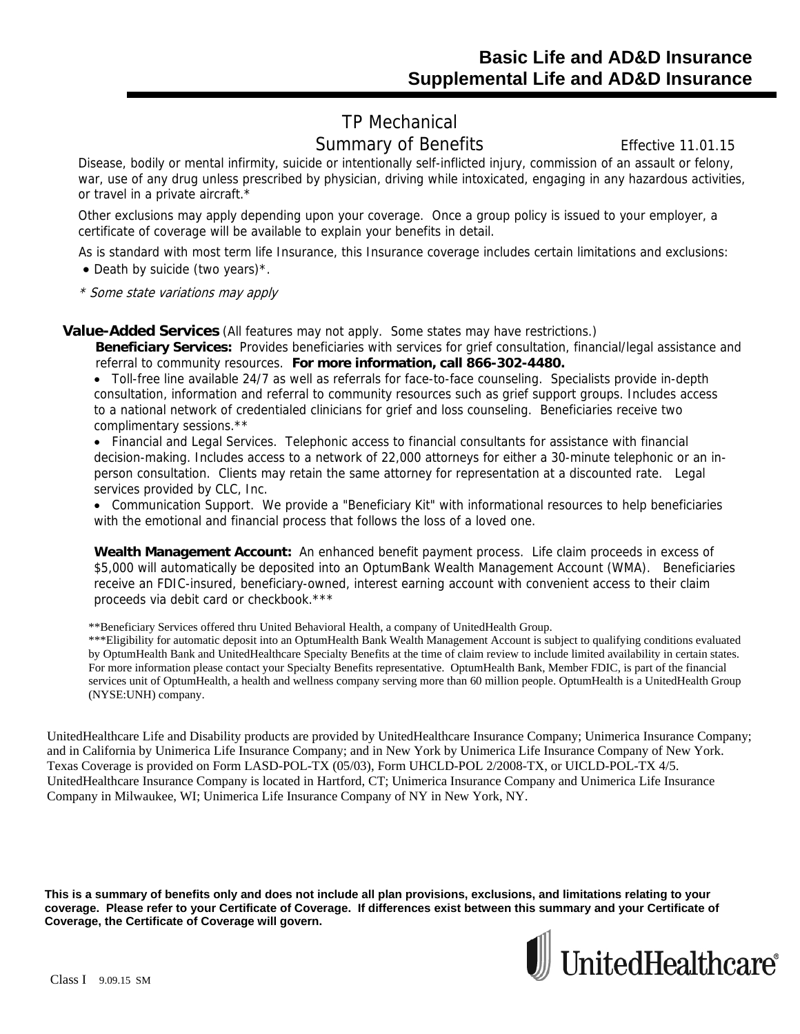# Basic Life and AD&D Insurance
# Supplemental Life and AD&D Insurance

## TP Mechanical
## Summary of Benefits

Effective 11.01.15

Disease, bodily or mental infirmity, suicide or intentionally self-inflicted injury, commission of an assault or felony, war, use of any drug unless prescribed by physician, driving while intoxicated, engaging in any hazardous activities, or travel in a private aircraft.*

Other exclusions may apply depending upon your coverage. Once a group policy is issued to your employer, a certificate of coverage will be available to explain your benefits in detail.

As is standard with most term life Insurance, this Insurance coverage includes certain limitations and exclusions:

- Death by suicide (two years)*.

*\* Some state variations may apply*

**Value-Added Services** (All features may not apply. Some states may have restrictions.)

**Beneficiary Services:** Provides beneficiaries with services for grief consultation, financial/legal assistance and referral to community resources. **For more information, call 866-302-4480.**

- Toll-free line available 24/7 as well as referrals for face-to-face counseling. Specialists provide in-depth consultation, information and referral to community resources such as grief support groups. Includes access to a national network of credentialed clinicians for grief and loss counseling. Beneficiaries receive two complimentary sessions.**
- Financial and Legal Services. Telephonic access to financial consultants for assistance with financial decision-making. Includes access to a network of 22,000 attorneys for either a 30-minute telephonic or an in-person consultation. Clients may retain the same attorney for representation at a discounted rate. Legal services provided by CLC, Inc.
- Communication Support. We provide a "Beneficiary Kit" with informational resources to help beneficiaries with the emotional and financial process that follows the loss of a loved one.

**Wealth Management Account:** An enhanced benefit payment process. Life claim proceeds in excess of $5,000 will automatically be deposited into an OptumBank Wealth Management Account (WMA). Beneficiaries receive an FDIC-insured, beneficiary-owned, interest earning account with convenient access to their claim proceeds via debit card or checkbook.***

**Beneficiary Services offered thru United Behavioral Health, a company of UnitedHealth Group.

***Eligibility for automatic deposit into an OptumHealth Bank Wealth Management Account is subject to qualifying conditions evaluated by OptumHealth Bank and UnitedHealthcare Specialty Benefits at the time of claim review to include limited availability in certain states. For more information please contact your Specialty Benefits representative. OptumHealth Bank, Member FDIC, is part of the financial services unit of OptumHealth, a health and wellness company serving more than 60 million people. OptumHealth is a UnitedHealth Group (NYSE:UNH) company.

UnitedHealthcare Life and Disability products are provided by UnitedHealthcare Insurance Company; Unimerica Insurance Company; and in California by Unimerica Life Insurance Company; and in New York by Unimerica Life Insurance Company of New York. Texas Coverage is provided on Form LASD-POL-TX (05/03), Form UHCLD-POL 2/2008-TX, or UICLD-POL-TX 4/5. UnitedHealthcare Insurance Company is located in Hartford, CT; Unimerica Insurance Company and Unimerica Life Insurance Company in Milwaukee, WI; Unimerica Life Insurance Company of NY in New York, NY.

**This is a summary of benefits only and does not include all plan provisions, exclusions, and limitations relating to your coverage. Please refer to your Certificate of Coverage. If differences exist between this summary and your Certificate of Coverage, the Certificate of Coverage will govern.**

UnitedHealthcare

Class I 9.09.15 SM